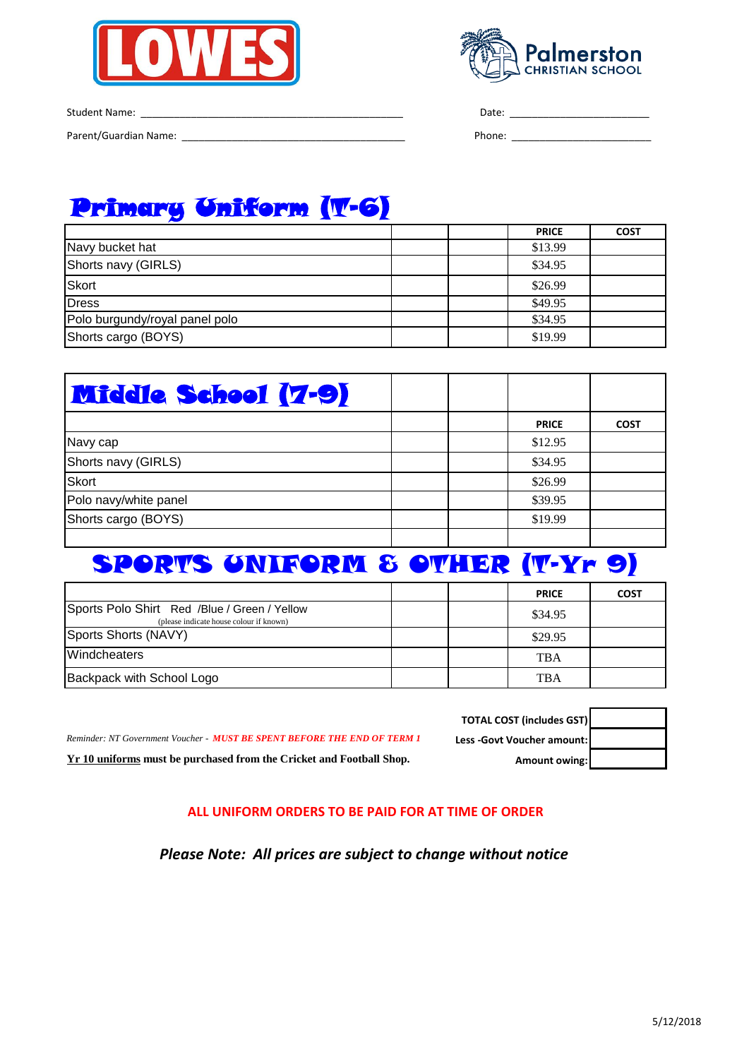LOWES

Palmerston CHRISTIAN SCHOOL

Student Name: ______________________________________________ Date: ________________________

Parent/Guardian Name: _______________________________________ Phone: ________________________

# Primary Uniform (T-6)

| | | | PRICE | COST |
|---|---|---|---|---|
| Navy bucket hat | | | $13.99 | |
| Shorts navy (GIRLS) | | | $34.95 | |
| Skort | | | $26.99 | |
| Dress | | | $49.95 | |
| Polo burgundy/royal panel polo | | | $34.95 | |
| Shorts cargo (BOYS) | | | $19.99 | |

# Middle School (7-9)

| | | | PRICE | COST |
|---|---|---|---|---|
| Navy cap | | | $12.95 | |
| Shorts navy (GIRLS) | | | $34.95 | |
| Skort | | | $26.99 | |
| Polo navy/white panel | | | $39.95 | |
| Shorts cargo (BOYS) | | | $19.99 | |
| | | | | |

# SPORTS UNIFORM & OTHER (T-Yr 9)

| | | | PRICE | COST |
|---|---|---|---|---|
| Sports Polo Shirt Red /Blue / Green / Yellow (please indicate house colour if known) | | | $34.95 | |
| Sports Shorts (NAVY) | | | $29.95 | |
| Windcheaters | | | TBA | |
| Backpack with School Logo | | | TBA | |

| | |
|---|---|
| **TOTAL COST (includes GST)** | |
| **Less -Govt Voucher amount:** | |
| **Amount owing:** | |

*Reminder: NT Government Voucher - **MUST BE SPENT BEFORE THE END OF TERM 1***

**<u>Yr 10 uniforms</u> must be purchased from the Cricket and Football Shop.**

**ALL UNIFORM ORDERS TO BE PAID FOR AT TIME OF ORDER**

***Please Note: All prices are subject to change without notice***

5/12/2018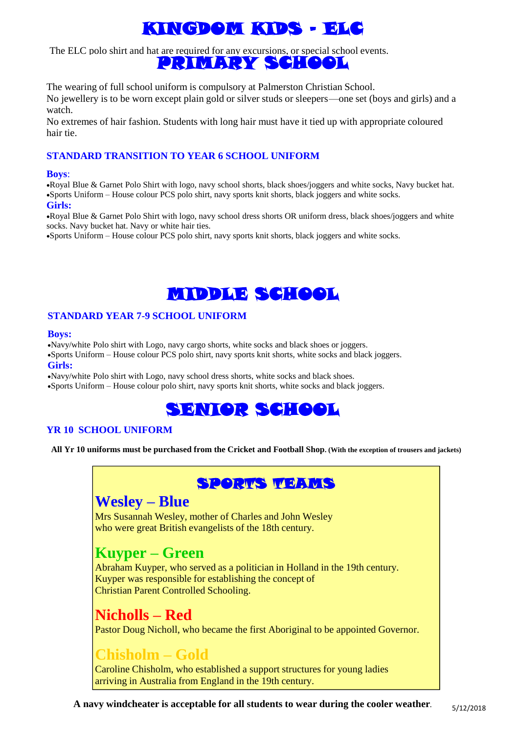# KINGDOM KIDS - ELC

The ELC polo shirt and hat are required for any excursions, or special school events.

# PRIMARY SCHOOL

The wearing of full school uniform is compulsory at Palmerston Christian School.
No jewellery is to be worn except plain gold or silver studs or sleepers—one set (boys and girls) and a watch.
No extremes of hair fashion. Students with long hair must have it tied up with appropriate coloured hair tie.

### STANDARD TRANSITION TO YEAR 6 SCHOOL UNIFORM

**Boys**:

- Royal Blue & Garnet Polo Shirt with logo, navy school shorts, black shoes/joggers and white socks, Navy bucket hat.
- Sports Uniform – House colour PCS polo shirt, navy sports knit shorts, black joggers and white socks.

**Girls:**

- Royal Blue & Garnet Polo Shirt with logo, navy school dress shorts OR uniform dress, black shoes/joggers and white socks. Navy bucket hat. Navy or white hair ties.
- Sports Uniform – House colour PCS polo shirt, navy sports knit shorts, black joggers and white socks.

# MIDDLE SCHOOL

### STANDARD YEAR 7-9 SCHOOL UNIFORM

**Boys:**

- Navy/white Polo shirt with Logo, navy cargo shorts, white socks and black shoes or joggers.
- Sports Uniform – House colour PCS polo shirt, navy sports knit shorts, white socks and black joggers.

**Girls:**

- Navy/white Polo shirt with Logo, navy school dress shorts, white socks and black shoes.
- Sports Uniform – House colour polo shirt, navy sports knit shorts, white socks and black joggers.

# SENIOR SCHOOL

### YR 10 SCHOOL UNIFORM

**All Yr 10 uniforms must be purchased from the Cricket and Football Shop. (With the exception of trousers and jackets)**

## SPORTS TEAMS

### Wesley – Blue

Mrs Susannah Wesley, mother of Charles and John Wesley who were great British evangelists of the 18th century.

### Kuyper – Green

Abraham Kuyper, who served as a politician in Holland in the 19th century. Kuyper was responsible for establishing the concept of Christian Parent Controlled Schooling.

### Nicholls – Red

Pastor Doug Nicholl, who became the first Aboriginal to be appointed Governor.

### Chisholm – Gold

Caroline Chisholm, who established a support structures for young ladies arriving in Australia from England in the 19th century.

**A navy windcheater is acceptable for all students to wear during the cooler weather**.

5/12/2018